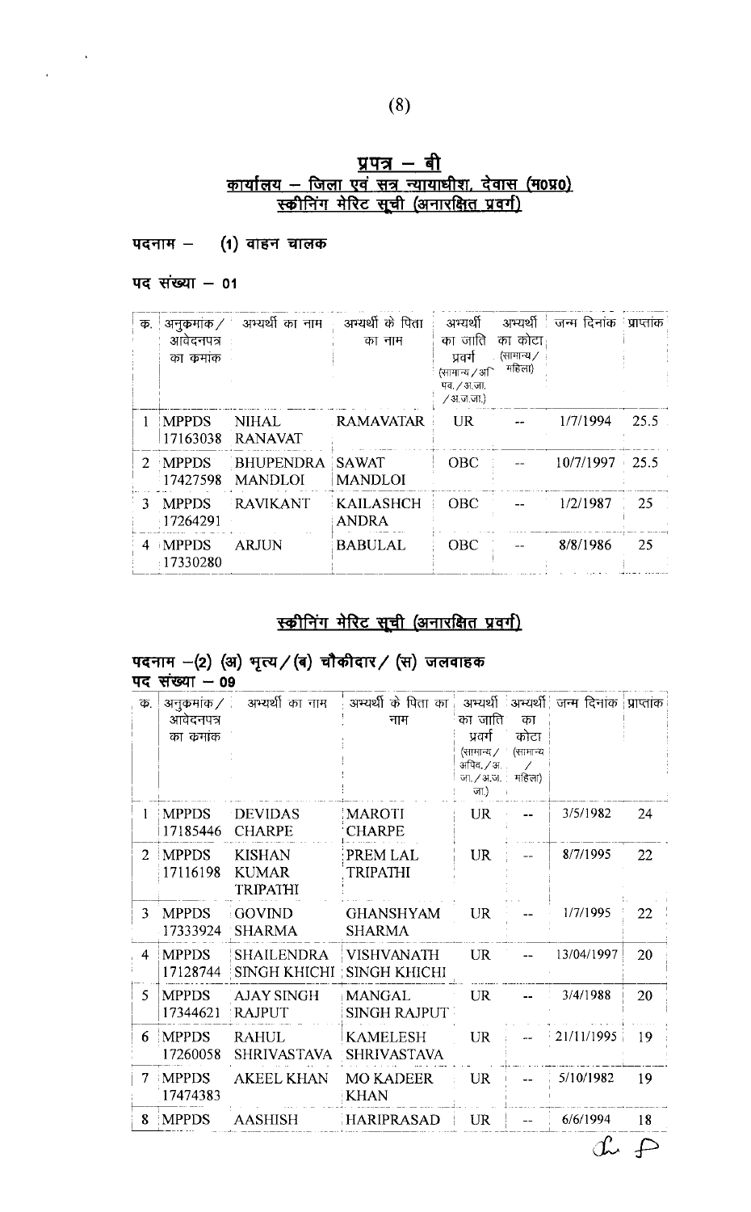## प्रपत्र – बी

## कार्यालय – जिला एवं सत्र न्यायाधीश, देवास (म0प्र0)

### स्क्रीनिंग मेरिट सूची (अनारक्षित प्रवर्ग)

**पदनाम – (1) वाहन चालक**

**पद संख्या – 01**

| क. | अनुकमांक / आवेदनपत्र का कमांक | अभ्यर्थी का नाम | अभ्यर्थी के पिता का नाम | अभ्यर्थी का जाति प्रवर्ग (सामान्य / अपिव. / अ.जा. / अ.ज.जा.) | अभ्यर्थी का कोटा (सामान्य / महिला) | जन्म दिनांक | प्राप्तांक |
|---|---|---|---|---|---|---|---|
| 1 | MPPDS 17163038 | NIHAL RANAVAT | RAMAVATAR | UR | -- | 1/7/1994 | 25.5 |
| 2 | MPPDS 17427598 | BHUPENDRA MANDLOI | SAWAT MANDLOI | OBC | -- | 10/7/1997 | 25.5 |
| 3 | MPPDS 17264291 | RAVIKANT | KAILASHCH ANDRA | OBC | -- | 1/2/1987 | 25 |
| 4 | MPPDS 17330280 | ARJUN | BABULAL | OBC | -- | 8/8/1986 | 25 |

### स्क्रीनिंग मेरिट सूची (अनारक्षित प्रवर्ग)

**पदनाम –(2) (अ) भृत्य / (ब) चौकीदार / (स) जलवाहक**

**पद संख्या – 09**

| क. | अनुकमांक / आवेदनपत्र का कमांक | अभ्यर्थी का नाम | अभ्यर्थी के पिता का नाम | अभ्यर्थी का जाति प्रवर्ग (सामान्य / अपिव. / अ.जा. / अ.ज.जा.) | अभ्यर्थी का कोटा (सामान्य / महिला) | जन्म दिनांक | प्राप्तांक |
|---|---|---|---|---|---|---|---|
| 1 | MPPDS 17185446 | DEVIDAS CHARPE | MAROTI CHARPE | UR | -- | 3/5/1982 | 24 |
| 2 | MPPDS 17116198 | KISHAN KUMAR TRIPATHI | PREM LAL TRIPATHI | UR | -- | 8/7/1995 | 22 |
| 3 | MPPDS 17333924 | GOVIND SHARMA | GHANSHYAM SHARMA | UR | -- | 1/7/1995 | 22 |
| 4 | MPPDS 17128744 | SHAILENDRA SINGH KHICHI | VISHVANATH SINGH KHICHI | UR | -- | 13/04/1997 | 20 |
| 5 | MPPDS 17344621 | AJAY SINGH RAJPUT | MANGAL SINGH RAJPUT | UR | -- | 3/4/1988 | 20 |
| 6 | MPPDS 17260058 | RAHUL SHRIVASTAVA | KAMELESH SHRIVASTAVA | UR | -- | 21/11/1995 | 19 |
| 7 | MPPDS 17474383 | AKEEL KHAN | MO KADEER KHAN | UR | -- | 5/10/1982 | 19 |
| 8 | MPPDS | AASHISH | HARIPRASAD | UR | -- | 6/6/1994 | 18 |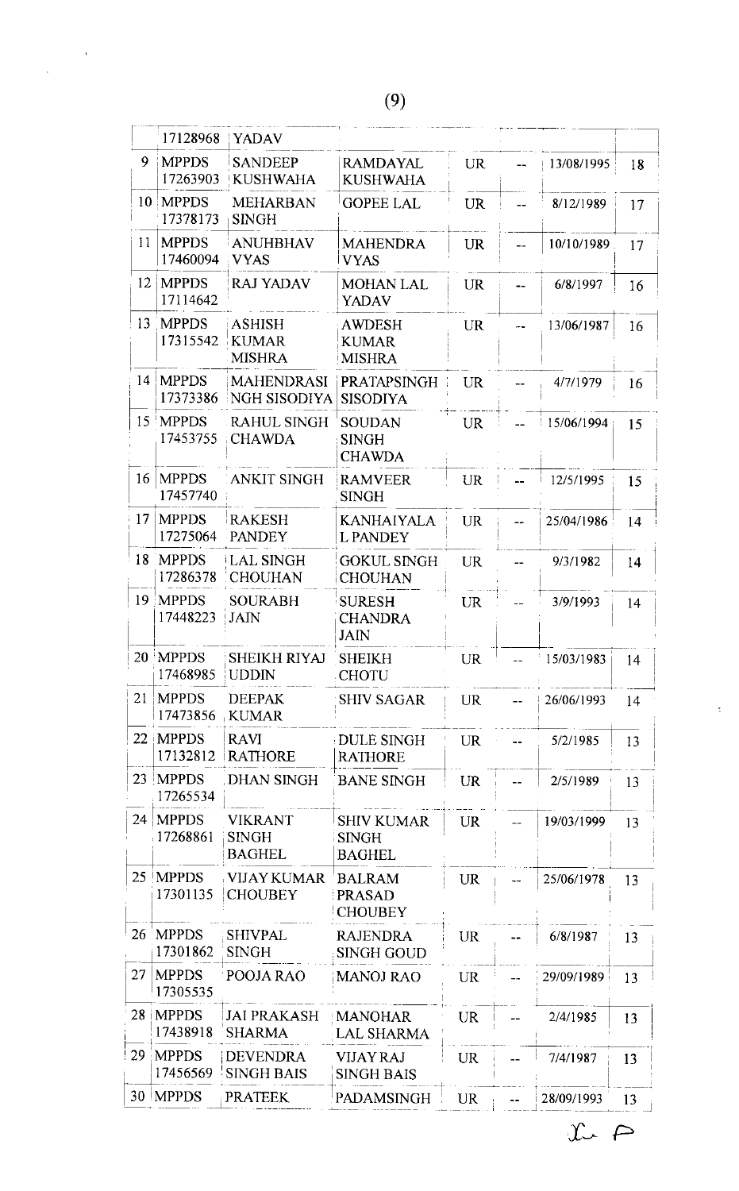| | | | | | | | |
|---|---|---|---|---|---|---|---|
| | 17128968 | YADAV | | | | | |
| 9 | MPPDS 17263903 | SANDEEP KUSHWAHA | RAMDAYAL KUSHWAHA | UR | -- | 13/08/1995 | 18 |
| 10 | MPPDS 17378173 | MEHARBAN SINGH | GOPEE LAL | UR | -- | 8/12/1989 | 17 |
| 11 | MPPDS 17460094 | ANUHBHAV VYAS | MAHENDRA VYAS | UR | -- | 10/10/1989 | 17 |
| 12 | MPPDS 17114642 | RAJ YADAV | MOHAN LAL YADAV | UR | -- | 6/8/1997 | 16 |
| 13 | MPPDS 17315542 | ASHISH KUMAR MISHRA | AWDESH KUMAR MISHRA | UR | -- | 13/06/1987 | 16 |
| 14 | MPPDS 17373386 | MAHENDRASI NGH SISODIYA | PRATAPSINGH SISODIYA | UR | -- | 4/7/1979 | 16 |
| 15 | MPPDS 17453755 | RAHUL SINGH CHAWDA | SOUDAN SINGH CHAWDA | UR | -- | 15/06/1994 | 15 |
| 16 | MPPDS 17457740 | ANKIT SINGH | RAMVEER SINGH | UR | -- | 12/5/1995 | 15 |
| 17 | MPPDS 17275064 | RAKESH PANDEY | KANHAIYALA L PANDEY | UR | -- | 25/04/1986 | 14 |
| 18 | MPPDS 17286378 | LAL SINGH CHOUHAN | GOKUL SINGH CHOUHAN | UR | -- | 9/3/1982 | 14 |
| 19 | MPPDS 17448223 | SOURABH JAIN | SURESH CHANDRA JAIN | UR | -- | 3/9/1993 | 14 |
| 20 | MPPDS 17468985 | SHEIKH RIYAJ UDDIN | SHEIKH CHOTU | UR | -- | 15/03/1983 | 14 |
| 21 | MPPDS 17473856 | DEEPAK KUMAR | SHIV SAGAR | UR | -- | 26/06/1993 | 14 |
| 22 | MPPDS 17132812 | RAVI RATHORE | DULE SINGH RATHORE | UR | -- | 5/2/1985 | 13 |
| 23 | MPPDS 17265534 | DHAN SINGH | BANE SINGH | UR | -- | 2/5/1989 | 13 |
| 24 | MPPDS 17268861 | VIKRANT SINGH BAGHEL | SHIV KUMAR SINGH BAGHEL | UR | -- | 19/03/1999 | 13 |
| 25 | MPPDS 17301135 | VIJAY KUMAR CHOUBEY | BALRAM PRASAD CHOUBEY | UR | -- | 25/06/1978 | 13 |
| 26 | MPPDS 17301862 | SHIVPAL SINGH | RAJENDRA SINGH GOUD | UR | -- | 6/8/1987 | 13 |
| 27 | MPPDS 17305535 | POOJA RAO | MANOJ RAO | UR | -- | 29/09/1989 | 13 |
| 28 | MPPDS 17438918 | JAI PRAKASH SHARMA | MANOHAR LAL SHARMA | UR | -- | 2/4/1985 | 13 |
| 29 | MPPDS 17456569 | DEVENDRA SINGH BAIS | VIJAY RAJ SINGH BAIS | UR | -- | 7/4/1987 | 13 |
| 30 | MPPDS | PRATEEK | PADAMSINGH | UR | -- | 28/09/1993 | 13 |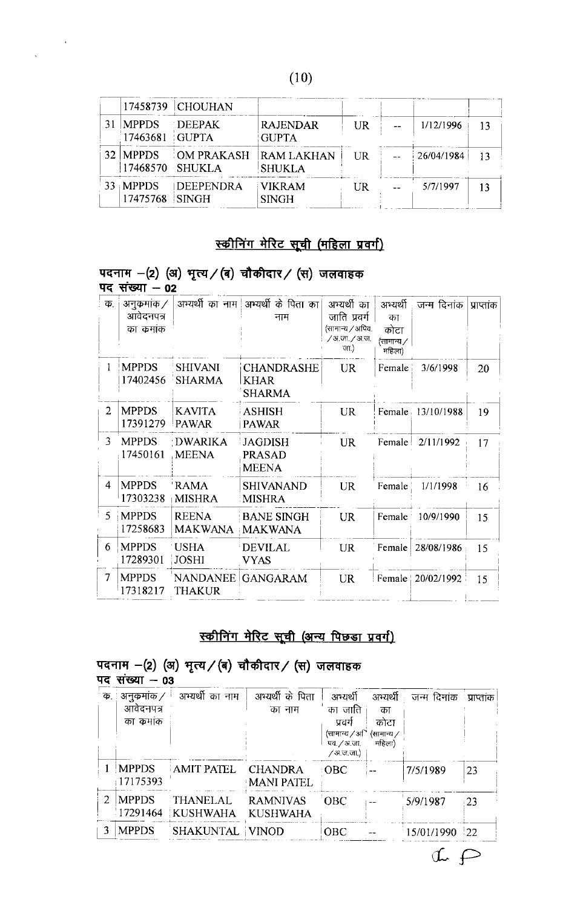| | 17458739 | CHOUHAN | | | | | |
|---|---|---|---|---|---|---|---|
| 31 | MPPDS 17463681 | DEEPAK GUPTA | RAJENDAR GUPTA | UR | -- | 1/12/1996 | 13 |
| 32 | MPPDS 17468570 | OM PRAKASH SHUKLA | RAM LAKHAN SHUKLA | UR | -- | 26/04/1984 | 13 |
| 33 | MPPDS 17475768 | DEEPENDRA SINGH | VIKRAM SINGH | UR | -- | 5/7/1997 | 13 |

## स्क्रीनिंग मेरिट सूची (महिला प्रवर्ग)

**पदनाम –(2) (अ) भृत्य / (ब) चौकीदार / (स) जलवाहक**
**पद संख्या – 02**

| क. | अनुकमांक / आवेदनपत्र का कमांक | अभ्यर्थी का नाम | अभ्यर्थी के पिता का नाम | अभ्यर्थी का जाति प्रवर्ग (सामान्य / अपिव. / अ.जा. / अ.ज. जा.) | अभ्यर्थी का कोटा (सामान्य / महिला) | जन्म दिनांक | प्राप्तांक |
|---|---|---|---|---|---|---|---|
| 1 | MPPDS 17402456 | SHIVANI SHARMA | CHANDRASHEKHAR SHARMA | UR | Female | 3/6/1998 | 20 |
| 2 | MPPDS 17391279 | KAVITA PAWAR | ASHISH PAWAR | UR | Female | 13/10/1988 | 19 |
| 3 | MPPDS 17450161 | DWARIKA MEENA | JAGDISH PRASAD MEENA | UR | Female | 2/11/1992 | 17 |
| 4 | MPPDS 17303238 | RAMA MISHRA | SHIVANAND MISHRA | UR | Female | 1/1/1998 | 16 |
| 5 | MPPDS 17258683 | REENA MAKWANA | BANE SINGH MAKWANA | UR | Female | 10/9/1990 | 15 |
| 6 | MPPDS 17289301 | USHA JOSHI | DEVILAL VYAS | UR | Female | 28/08/1986 | 15 |
| 7 | MPPDS 17318217 | NANDANEE THAKUR | GANGARAM | UR | Female | 20/02/1992 | 15 |

## स्क्रीनिंग मेरिट सूची (अन्य पिछड़ा प्रवर्ग)

**पदनाम –(2) (अ) भृत्य / (ब) चौकीदार / (स) जलवाहक**
**पद संख्या – 03**

| क. | अनुकमांक / आवेदनपत्र का कमांक | अभ्यर्थी का नाम | अभ्यर्थी के पिता का नाम | अभ्यर्थी का जाति प्रवर्ग (सामान्य / अपिव. / अ.जा. / अ.ज.जा.) | अभ्यर्थी का कोटा (सामान्य / महिला) | जन्म दिनांक | प्राप्तांक |
|---|---|---|---|---|---|---|---|
| 1 | MPPDS 17175393 | AMIT PATEL | CHANDRA MANI PATEL | OBC | -- | 7/5/1989 | 23 |
| 2 | MPPDS 17291464 | THANELAL KUSHWAHA | RAMNIVAS KUSHWAHA | OBC | -- | 5/9/1987 | 23 |
| 3 | MPPDS | SHAKUNTAL | VINOD | OBC | -- | 15/01/1990 | 22 |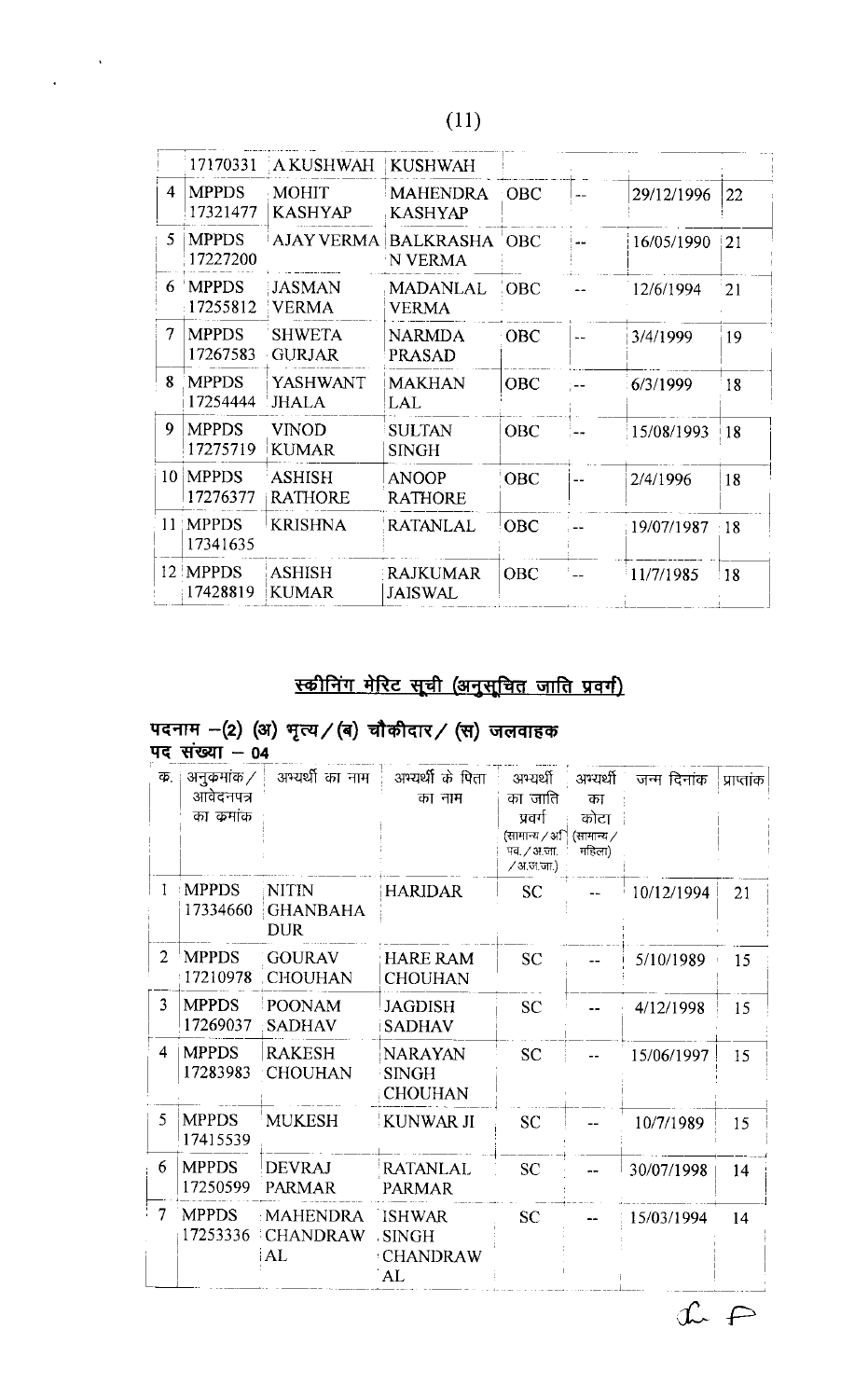| | 17170331 | A KUSHWAH | KUSHWAH | | | | |
|---|---|---|---|---|---|---|---|
| 4 | MPPDS 17321477 | MOHIT KASHYAP | MAHENDRA KASHYAP | OBC | -- | 29/12/1996 | 22 |
| 5 | MPPDS 17227200 | AJAY VERMA | BALKRASHAN VERMA | OBC | -- | 16/05/1990 | 21 |
| 6 | MPPDS 17255812 | JASMAN VERMA | MADANLAL VERMA | OBC | -- | 12/6/1994 | 21 |
| 7 | MPPDS 17267583 | SHWETA GURJAR | NARMDA PRASAD | OBC | -- | 3/4/1999 | 19 |
| 8 | MPPDS 17254444 | YASHWANT JHALA | MAKHAN LAL | OBC | -- | 6/3/1999 | 18 |
| 9 | MPPDS 17275719 | VINOD KUMAR | SULTAN SINGH | OBC | -- | 15/08/1993 | 18 |
| 10 | MPPDS 17276377 | ASHISH RATHORE | ANOOP RATHORE | OBC | -- | 2/4/1996 | 18 |
| 11 | MPPDS 17341635 | KRISHNA | RATANLAL | OBC | -- | 19/07/1987 | 18 |
| 12 | MPPDS 17428819 | ASHISH KUMAR | RAJKUMAR JAISWAL | OBC | -- | 11/7/1985 | 18 |

## स्क्रीनिंग मेरिट सूची (अनुसूचित जाति प्रवर्ग)

**पदनाम –(2) (अ) भृत्य / (ब) चौकीदार / (स) जलवाहक**
**पद संख्या – 04**

| क्र. | अनुक्रमांक / आवेदनपत्र का क्रमांक | अभ्यर्थी का नाम | अभ्यर्थी के पिता का नाम | अभ्यर्थी का जाति प्रवर्ग (सामान्य / अ.पि.व. / अ.जा. / अ.ज.जा.) | अभ्यर्थी का कोटा (सामान्य / महिला) | जन्म दिनांक | प्राप्तांक |
|---|---|---|---|---|---|---|---|
| 1 | MPPDS 17334660 | NITIN GHANBAHADUR | HARIDAR | SC | -- | 10/12/1994 | 21 |
| 2 | MPPDS 17210978 | GOURAV CHOUHAN | HARE RAM CHOUHAN | SC | -- | 5/10/1989 | 15 |
| 3 | MPPDS 17269037 | POONAM SADHAV | JAGDISH SADHAV | SC | -- | 4/12/1998 | 15 |
| 4 | MPPDS 17283983 | RAKESH CHOUHAN | NARAYAN SINGH CHOUHAN | SC | -- | 15/06/1997 | 15 |
| 5 | MPPDS 17415539 | MUKESH | KUNWAR JI | SC | -- | 10/7/1989 | 15 |
| 6 | MPPDS 17250599 | DEVRAJ PARMAR | RATANLAL PARMAR | SC | -- | 30/07/1998 | 14 |
| 7 | MPPDS 17253336 | MAHENDRA CHANDRAWAL | ISHWAR SINGH CHANDRAWAL | SC | -- | 15/03/1994 | 14 |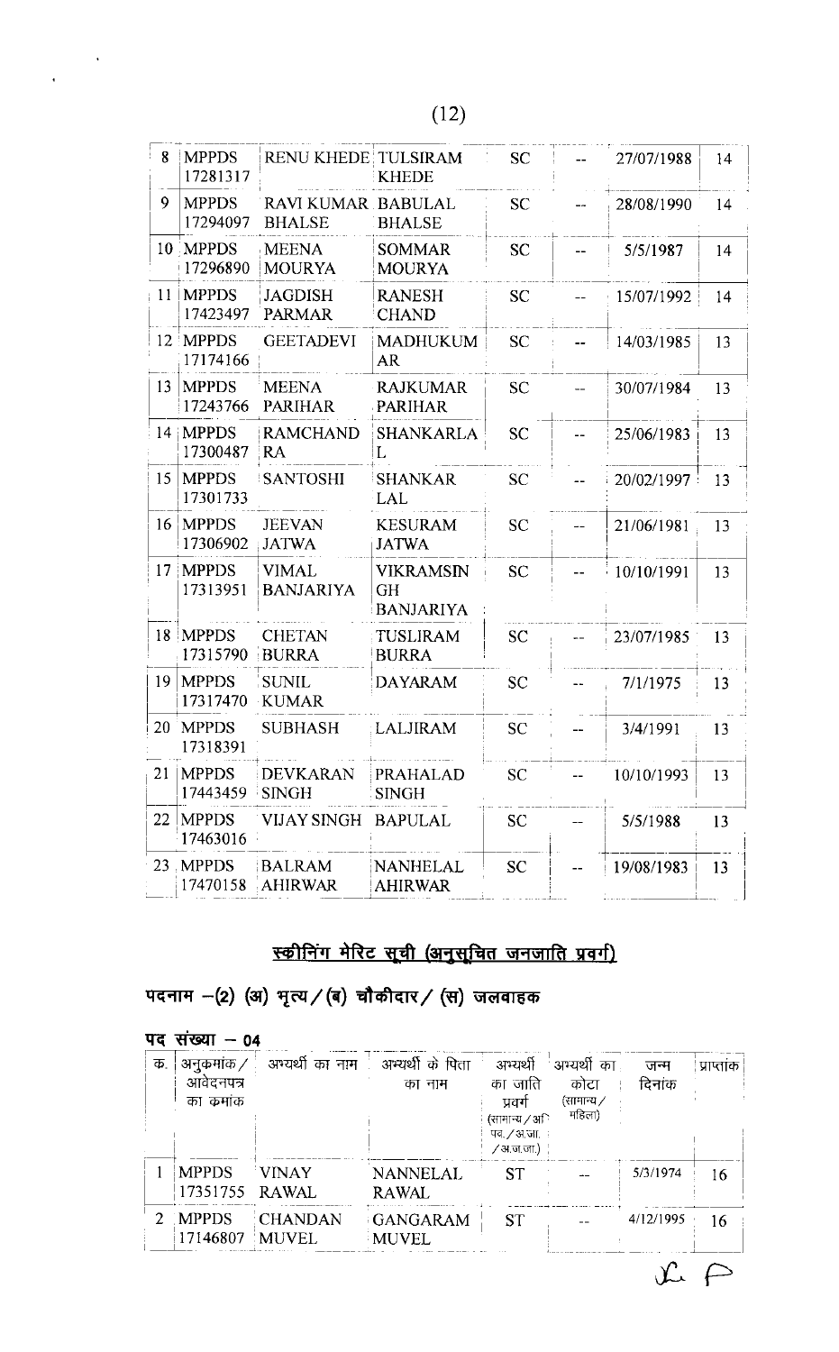| 8 | MPPDS 17281317 | RENU KHEDE | TULSIRAM KHEDE | SC | -- | 27/07/1988 | 14 |
|---|---|---|---|---|---|---|---|
| 9 | MPPDS 17294097 | RAVI KUMAR BHALSE | BABULAL BHALSE | SC | -- | 28/08/1990 | 14 |
| 10 | MPPDS 17296890 | MEENA MOURYA | SOMMAR MOURYA | SC | -- | 5/5/1987 | 14 |
| 11 | MPPDS 17423497 | JAGDISH PARMAR | RANESH CHAND | SC | -- | 15/07/1992 | 14 |
| 12 | MPPDS 17174166 | GEETADEVI | MADHUKUM AR | SC | -- | 14/03/1985 | 13 |
| 13 | MPPDS 17243766 | MEENA PARIHAR | RAJKUMAR PARIHAR | SC | -- | 30/07/1984 | 13 |
| 14 | MPPDS 17300487 | RAMCHAND RA | SHANKARLA L | SC | -- | 25/06/1983 | 13 |
| 15 | MPPDS 17301733 | SANTOSHI | SHANKAR LAL | SC | -- | 20/02/1997 | 13 |
| 16 | MPPDS 17306902 | JEEVAN JATWA | KESURAM JATWA | SC | -- | 21/06/1981 | 13 |
| 17 | MPPDS 17313951 | VIMAL BANJARIYA | VIKRAMSIN GH BANJARIYA | SC | -- | 10/10/1991 | 13 |
| 18 | MPPDS 17315790 | CHETAN BURRA | TUSLIRAM BURRA | SC | -- | 23/07/1985 | 13 |
| 19 | MPPDS 17317470 | SUNIL KUMAR | DAYARAM | SC | -- | 7/1/1975 | 13 |
| 20 | MPPDS 17318391 | SUBHASH | LALJIRAM | SC | -- | 3/4/1991 | 13 |
| 21 | MPPDS 17443459 | DEVKARAN SINGH | PRAHALAD SINGH | SC | -- | 10/10/1993 | 13 |
| 22 | MPPDS 17463016 | VIJAY SINGH | BAPULAL | SC | -- | 5/5/1988 | 13 |
| 23 | MPPDS 17470158 | BALRAM AHIRWAR | NANHELAL AHIRWAR | SC | -- | 19/08/1983 | 13 |

## स्क्रीनिंग मेरिट सूची (अनुसूचित जनजाति प्रवर्ग)

**पदनाम –(2) (अ) भृत्य/(ब) चौकीदार/ (स) जलवाहक**

**पद संख्या – 04**

| क्र. | अनुक्रमांक/ आवेदनपत्र का क्रमांक | अभ्यर्थी का नाम | अभ्यर्थी के पिता का नाम | अभ्यर्थी का जाति प्रवर्ग (सामान्य/अपि.व./अ.जा./अ.ज.जा.) | अभ्यर्थी का कोटा (सामान्य/महिला) | जन्म दिनांक | प्राप्तांक |
|---|---|---|---|---|---|---|---|
| 1 | MPPDS 17351755 | VINAY RAWAL | NANNELAL RAWAL | ST | -- | 5/3/1974 | 16 |
| 2 | MPPDS 17146807 | CHANDAN MUVEL | GANGARAM MUVEL | ST | -- | 4/12/1995 | 16 |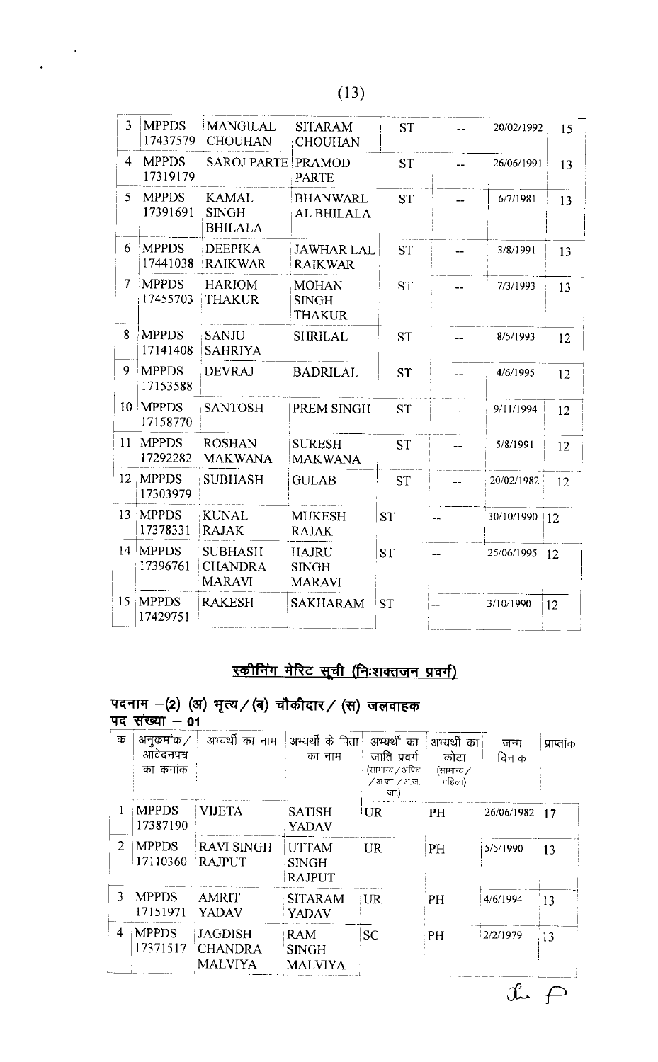| | | | | | | | |
|---|---|---|---|---|---|---|---|
| 3 | MPPDS 17437579 | MANGILAL CHOUHAN | SITARAM CHOUHAN | ST | -- | 20/02/1992 | 15 |
| 4 | MPPDS 17319179 | SAROJ PARTE | PRAMOD PARTE | ST | -- | 26/06/1991 | 13 |
| 5 | MPPDS 17391691 | KAMAL SINGH BHILALA | BHANWARL AL BHILALA | ST | -- | 6/7/1981 | 13 |
| 6 | MPPDS 17441038 | DEEPIKA RAIKWAR | JAWHAR LAL RAIKWAR | ST | -- | 3/8/1991 | 13 |
| 7 | MPPDS 17455703 | HARIOM THAKUR | MOHAN SINGH THAKUR | ST | -- | 7/3/1993 | 13 |
| 8 | MPPDS 17141408 | SANJU SAHRIYA | SHRILAL | ST | -- | 8/5/1993 | 12 |
| 9 | MPPDS 17153588 | DEVRAJ | BADRILAL | ST | -- | 4/6/1995 | 12 |
| 10 | MPPDS 17158770 | SANTOSH | PREM SINGH | ST | -- | 9/11/1994 | 12 |
| 11 | MPPDS 17292282 | ROSHAN MAKWANA | SURESH MAKWANA | ST | -- | 5/8/1991 | 12 |
| 12 | MPPDS 17303979 | SUBHASH | GULAB | ST | -- | 20/02/1982 | 12 |
| 13 | MPPDS 17378331 | KUNAL RAJAK | MUKESH RAJAK | ST | -- | 30/10/1990 | 12 |
| 14 | MPPDS 17396761 | SUBHASH CHANDRA MARAVI | HAJRU SINGH MARAVI | ST | -- | 25/06/1995 | 12 |
| 15 | MPPDS 17429751 | RAKESH | SAKHARAM | ST | -- | 3/10/1990 | 12 |

## स्क्रीनिंग मेरिट सूची (निःशक्तजन प्रवर्ग)

**पदनाम –(2) (अ) भृत्य/(ब) चौकीदार/ (स) जलवाहक**
**पद संख्या – 01**

| क्र. | अनुक्रमांक/ आवेदनपत्र का क्रमांक | अभ्यर्थी का नाम | अभ्यर्थी के पिता का नाम | अभ्यर्थी का जाति प्रवर्ग (सामान्य/अपिव /अ.जा./अ.ज. जा.) | अभ्यर्थी का कोटा (सामान्य/ महिला) | जन्म दिनांक | प्राप्तांक |
|---|---|---|---|---|---|---|---|
| 1 | MPPDS 17387190 | VIJETA | SATISH YADAV | UR | PH | 26/06/1982 | 17 |
| 2 | MPPDS 17110360 | RAVI SINGH RAJPUT | UTTAM SINGH RAJPUT | UR | PH | 5/5/1990 | 13 |
| 3 | MPPDS 17151971 | AMRIT YADAV | SITARAM YADAV | UR | PH | 4/6/1994 | 13 |
| 4 | MPPDS 17371517 | JAGDISH CHANDRA MALVIYA | RAM SINGH MALVIYA | SC | PH | 2/2/1979 | 13 |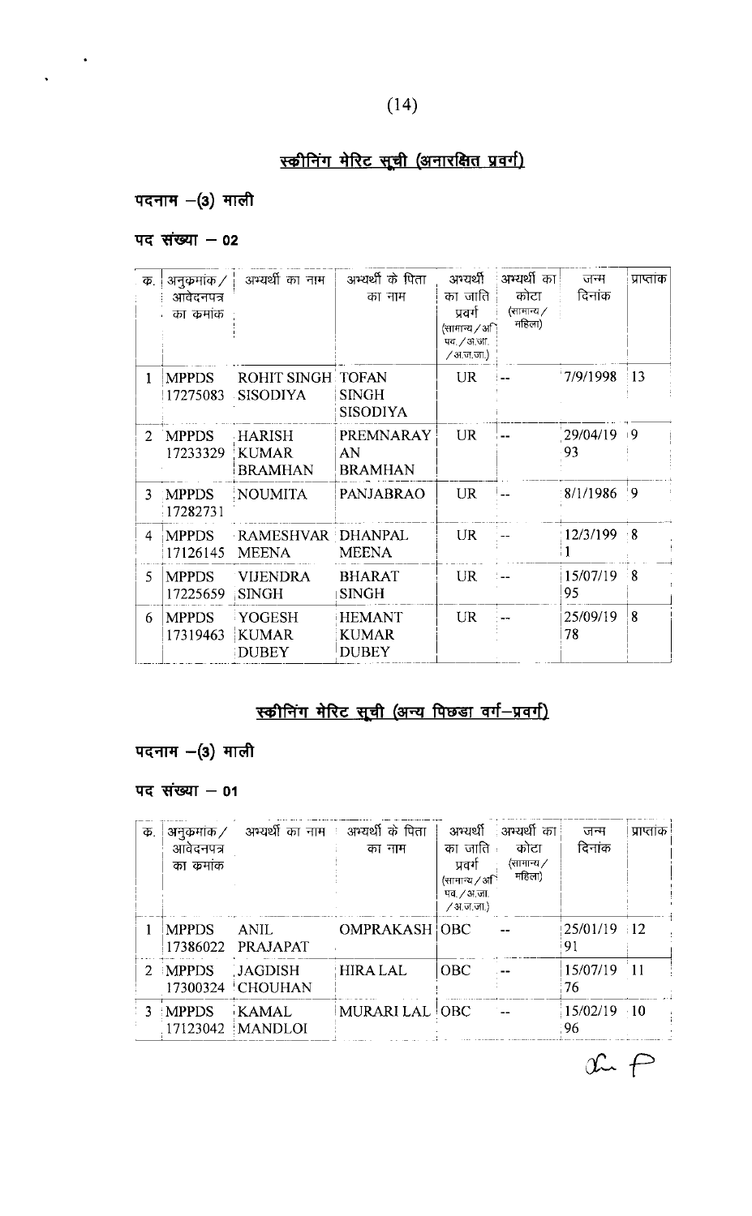## स्क्रीनिंग मेरिट सूची (अनारक्षित प्रवर्ग)

### पदनाम –(3) माली

### पद संख्या – 02

| क्र. | अनुक्रमांक / आवेदनपत्र का क्रमांक | अभ्यर्थी का नाम | अभ्यर्थी के पिता का नाम | अभ्यर्थी का जाति प्रवर्ग (सामान्य / अपि.व. / अ.जा. / अ.ज.जा.) | अभ्यर्थी का कोटा (सामान्य / महिला) | जन्म दिनांक | प्राप्तांक |
|---|---|---|---|---|---|---|---|
| 1 | MPPDS 17275083 | ROHIT SINGH SISODIYA | TOFAN SINGH SISODIYA | UR | -- | 7/9/1998 | 13 |
| 2 | MPPDS 17233329 | HARISH KUMAR BRAMHAN | PREMNARAYAN BRAMHAN | UR | -- | 29/04/1993 | 9 |
| 3 | MPPDS 17282731 | NOUMITA | PANJABRAO | UR | -- | 8/1/1986 | 9 |
| 4 | MPPDS 17126145 | RAMESHVAR MEENA | DHANPAL MEENA | UR | -- | 12/3/1991 | 8 |
| 5 | MPPDS 17225659 | VIJENDRA SINGH | BHARAT SINGH | UR | -- | 15/07/1995 | 8 |
| 6 | MPPDS 17319463 | YOGESH KUMAR DUBEY | HEMANT KUMAR DUBEY | UR | -- | 25/09/1978 | 8 |

## स्क्रीनिंग मेरिट सूची (अन्य पिछड़ा वर्ग–प्रवर्ग)

### पदनाम –(3) माली

### पद संख्या – 01

| क्र. | अनुक्रमांक / आवेदनपत्र का क्रमांक | अभ्यर्थी का नाम | अभ्यर्थी के पिता का नाम | अभ्यर्थी का जाति प्रवर्ग (सामान्य / अपि.व. / अ.जा. / अ.ज.जा.) | अभ्यर्थी का कोटा (सामान्य / महिला) | जन्म दिनांक | प्राप्तांक |
|---|---|---|---|---|---|---|---|
| 1 | MPPDS 17386022 | ANIL PRAJAPAT | OMPRAKASH | OBC | -- | 25/01/1991 | 12 |
| 2 | MPPDS 17300324 | JAGDISH CHOUHAN | HIRA LAL | OBC | -- | 15/07/1976 | 11 |
| 3 | MPPDS 17123042 | KAMAL MANDLOI | MURARI LAL | OBC | -- | 15/02/1996 | 10 |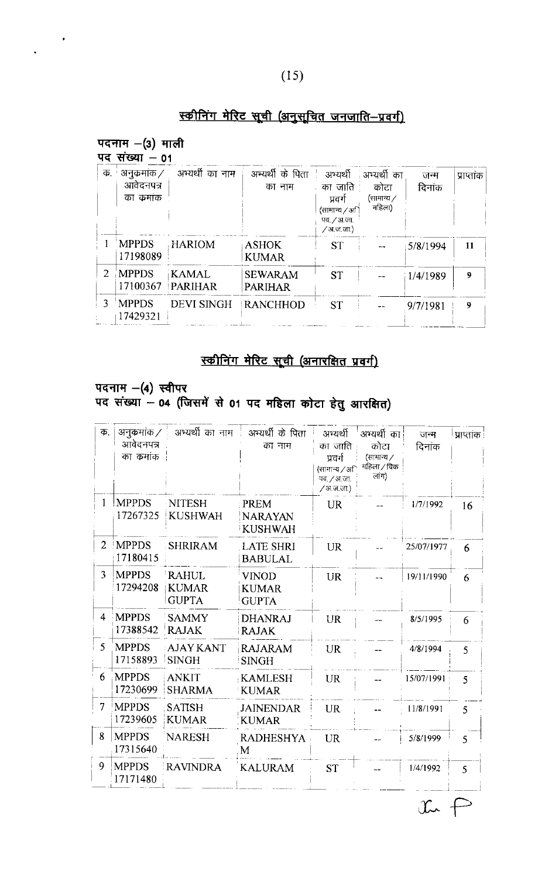## स्क्रीनिंग मेरिट सूची (अनुसूचित जनजाति–प्रवर्ग)

**पदनाम –(3) माली**
**पद संख्या – 01**

| क. | अनुक्रमांक / आवेदनपत्र का क्रमांक | अभ्यर्थी का नाम | अभ्यर्थी के पिता का नाम | अभ्यर्थी का जाति प्रवर्ग (सामान्य / अपिव. / अ.जा. / अ.ज.जा.) | अभ्यर्थी का कोटा (सामान्य / महिला) | जन्म दिनांक | प्राप्तांक |
|---|---|---|---|---|---|---|---|
| 1 | MPPDS 17198089 | HARIOM | ASHOK KUMAR | ST | -- | 5/8/1994 | 11 |
| 2 | MPPDS 17100367 | KAMAL PARIHAR | SEWARAM PARIHAR | ST | -- | 1/4/1989 | 9 |
| 3 | MPPDS 17429321 | DEVI SINGH | RANCHHOD | ST | -- | 9/7/1981 | 9 |

## स्क्रीनिंग मेरिट सूची (अनारक्षित प्रवर्ग)

**पदनाम –(4) स्वीपर**
**पद संख्या – 04 (जिसमें से 01 पद महिला कोटा हेतु आरक्षित)**

| क. | अनुक्रमांक / आवेदनपत्र का क्रमांक | अभ्यर्थी का नाम | अभ्यर्थी के पिता का नाम | अभ्यर्थी का जाति प्रवर्ग (सामान्य / अपिव. / अ.जा. / अ.ज.जा.) | अभ्यर्थी का कोटा (सामान्य / महिला / विकलांग) | जन्म दिनांक | प्राप्तांक |
|---|---|---|---|---|---|---|---|
| 1 | MPPDS 17267325 | NITESH KUSHWAH | PREM NARAYAN KUSHWAH | UR | -- | 1/7/1992 | 16 |
| 2 | MPPDS 17180415 | SHRIRAM | LATE SHRI BABULAL | UR | -- | 25/07/1977 | 6 |
| 3 | MPPDS 17294208 | RAHUL KUMAR GUPTA | VINOD KUMAR GUPTA | UR | -- | 19/11/1990 | 6 |
| 4 | MPPDS 17388542 | SAMMY RAJAK | DHANRAJ RAJAK | UR | -- | 8/5/1995 | 6 |
| 5 | MPPDS 17158893 | AJAY KANT SINGH | RAJARAM SINGH | UR | -- | 4/8/1994 | 5 |
| 6 | MPPDS 17230699 | ANKIT SHARMA | KAMLESH KUMAR | UR | -- | 15/07/1991 | 5 |
| 7 | MPPDS 17239605 | SATISH KUMAR | JAINENDAR KUMAR | UR | -- | 11/8/1991 | 5 |
| 8 | MPPDS 17315640 | NARESH | RADHESHYAM | UR | -- | 5/8/1999 | 5 |
| 9 | MPPDS 17171480 | RAVINDRA | KALURAM | ST | -- | 1/4/1992 | 5 |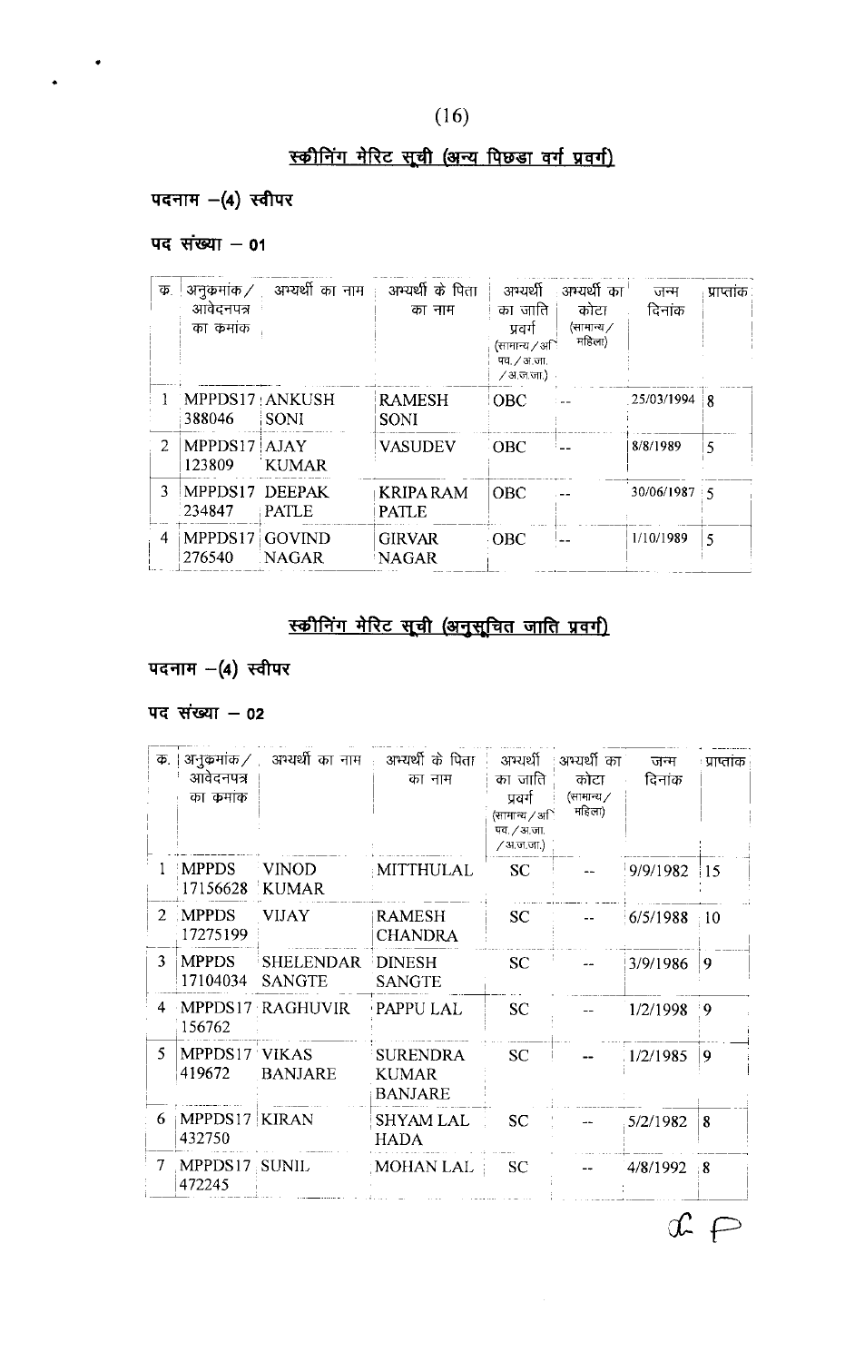## स्क्रीनिंग मेरिट सूची (अन्य पिछड़ा वर्ग प्रवर्ग)

### पदनाम –(4) स्वीपर

### पद संख्या – 01

| क्र. | अनुक्रमांक / आवेदनपत्र का कमांक | अभ्यर्थी का नाम | अभ्यर्थी के पिता का नाम | अभ्यर्थी का जाति प्रवर्ग (सामान्य/अपि.व./अ.जा./अ.ज.जा.) | अभ्यर्थी का कोटा (सामान्य/महिला) | जन्म दिनांक | प्राप्तांक |
|---|---|---|---|---|---|---|---|
| 1 | MPPDS17 388046 | ANKUSH SONI | RAMESH SONI | OBC | -- | 25/03/1994 | 8 |
| 2 | MPPDS17 123809 | AJAY KUMAR | VASUDEV | OBC | -- | 8/8/1989 | 5 |
| 3 | MPPDS17 234847 | DEEPAK PATLE | KRIPA RAM PATLE | OBC | -- | 30/06/1987 | 5 |
| 4 | MPPDS17 276540 | GOVIND NAGAR | GIRVAR NAGAR | OBC | -- | 1/10/1989 | 5 |

## स्क्रीनिंग मेरिट सूची (अनुसूचित जाति प्रवर्ग)

### पदनाम –(4) स्वीपर

### पद संख्या – 02

| क्र. | अनुक्रमांक / आवेदनपत्र का कमांक | अभ्यर्थी का नाम | अभ्यर्थी के पिता का नाम | अभ्यर्थी का जाति प्रवर्ग (सामान्य/अपि.व./अ.जा./अ.ज.जा.) | अभ्यर्थी का कोटा (सामान्य/महिला) | जन्म दिनांक | प्राप्तांक |
|---|---|---|---|---|---|---|---|
| 1 | MPPDS 17156628 | VINOD KUMAR | MITTHULAL | SC | -- | 9/9/1982 | 15 |
| 2 | MPPDS 17275199 | VIJAY | RAMESH CHANDRA | SC | -- | 6/5/1988 | 10 |
| 3 | MPPDS 17104034 | SHELENDAR SANGTE | DINESH SANGTE | SC | -- | 3/9/1986 | 9 |
| 4 | MPPDS17 156762 | RAGHUVIR | PAPPU LAL | SC | -- | 1/2/1998 | 9 |
| 5 | MPPDS17 419672 | VIKAS BANJARE | SURENDRA KUMAR BANJARE | SC | -- | 1/2/1985 | 9 |
| 6 | MPPDS17 432750 | KIRAN | SHYAM LAL HADA | SC | -- | 5/2/1982 | 8 |
| 7 | MPPDS17 472245 | SUNIL | MOHAN LAL | SC | -- | 4/8/1992 | 8 |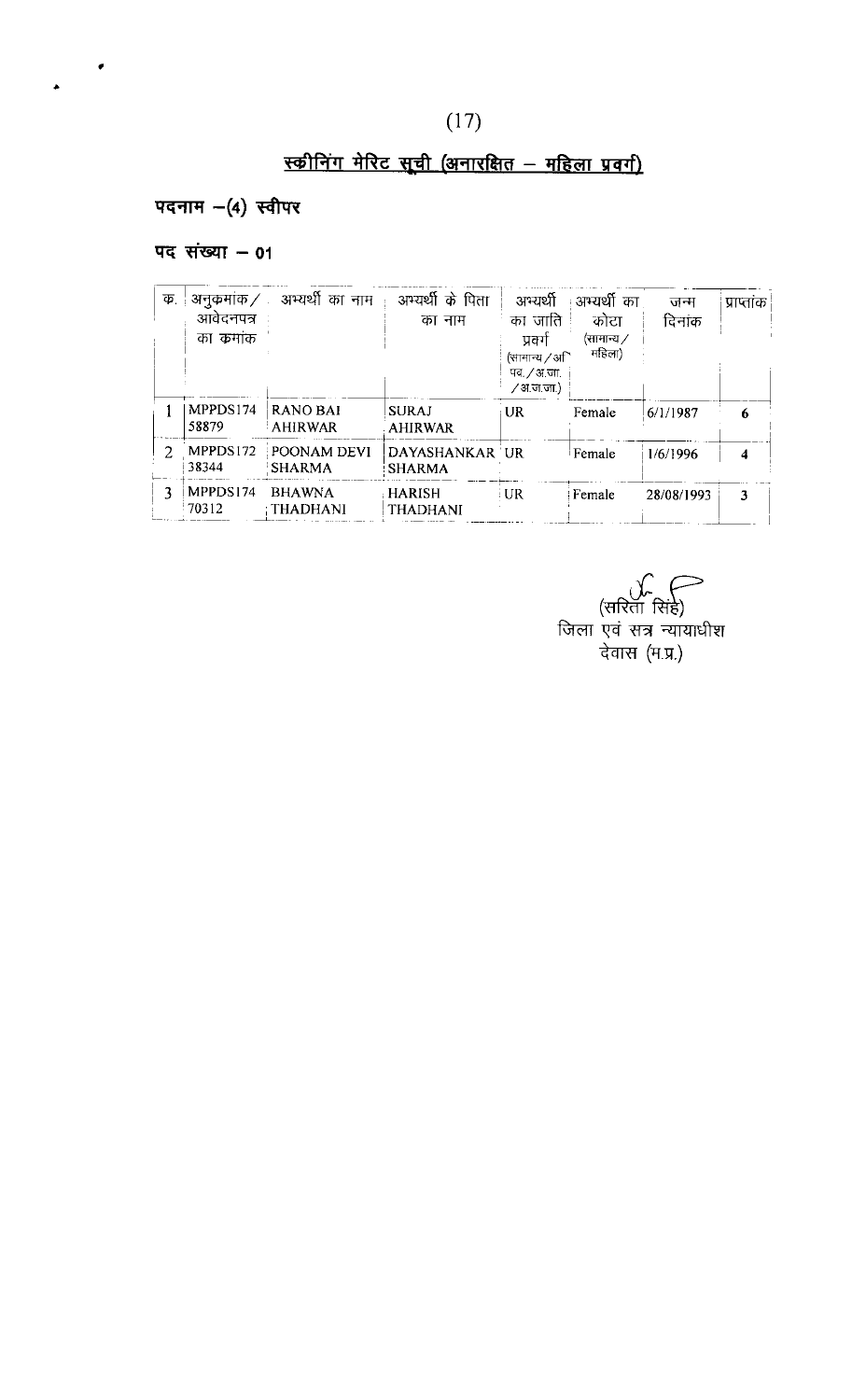## स्क्रीनिंग मेरिट सूची (अनारक्षित – महिला प्रवर्ग)

**पदनाम –(4) स्वीपर**

**पद संख्या – 01**

| क्र. | अनुक्रमांक / आवेदनपत्र का क्रमांक | अभ्यर्थी का नाम | अभ्यर्थी के पिता का नाम | अभ्यर्थी का जाति प्रवर्ग (सामान्य / अ पि.व. / अ.जा. / अ.ज.जा.) | अभ्यर्थी का कोटा (सामान्य / महिला) | जन्म दिनांक | प्राप्तांक |
|---|---|---|---|---|---|---|---|
| 1 | MPPDS17458879 | RANO BAI AHIRWAR | SURAJ AHIRWAR | UR | Female | 6/1/1987 | 6 |
| 2 | MPPDS17238344 | POONAM DEVI SHARMA | DAYASHANKAR SHARMA | UR | Female | 1/6/1996 | 4 |
| 3 | MPPDS17470312 | BHAWNA THADHANI | HARISH THADHANI | UR | Female | 28/08/1993 | 3 |

(सरिता सिंह)
जिला एवं सत्र न्यायाधीश
देवास (म.प्र.)